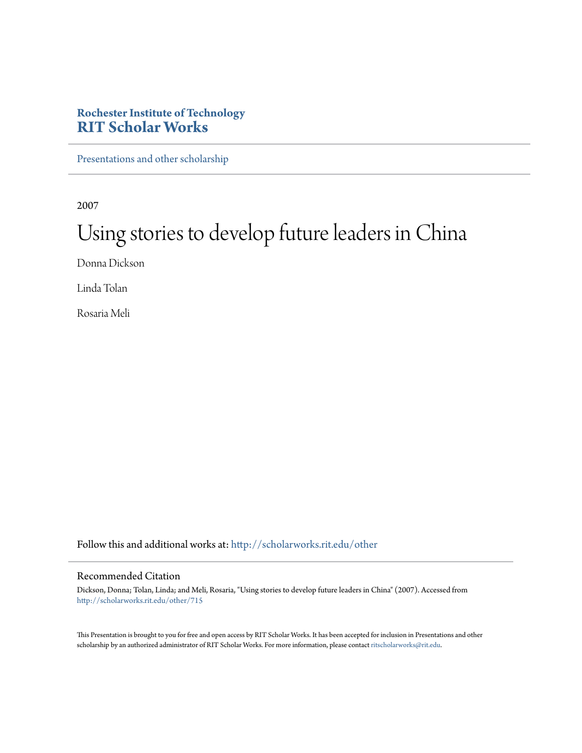**Rochester Institute of Technology**
**RIT Scholar Works**

Presentations and other scholarship

2007

# Using stories to develop future leaders in China

Donna Dickson

Linda Tolan

Rosaria Meli

Follow this and additional works at: http://scholarworks.rit.edu/other

## Recommended Citation

Dickson, Donna; Tolan, Linda; and Meli, Rosaria, "Using stories to develop future leaders in China" (2007). Accessed from http://scholarworks.rit.edu/other/715

This Presentation is brought to you for free and open access by RIT Scholar Works. It has been accepted for inclusion in Presentations and other scholarship by an authorized administrator of RIT Scholar Works. For more information, please contact ritscholarworks@rit.edu.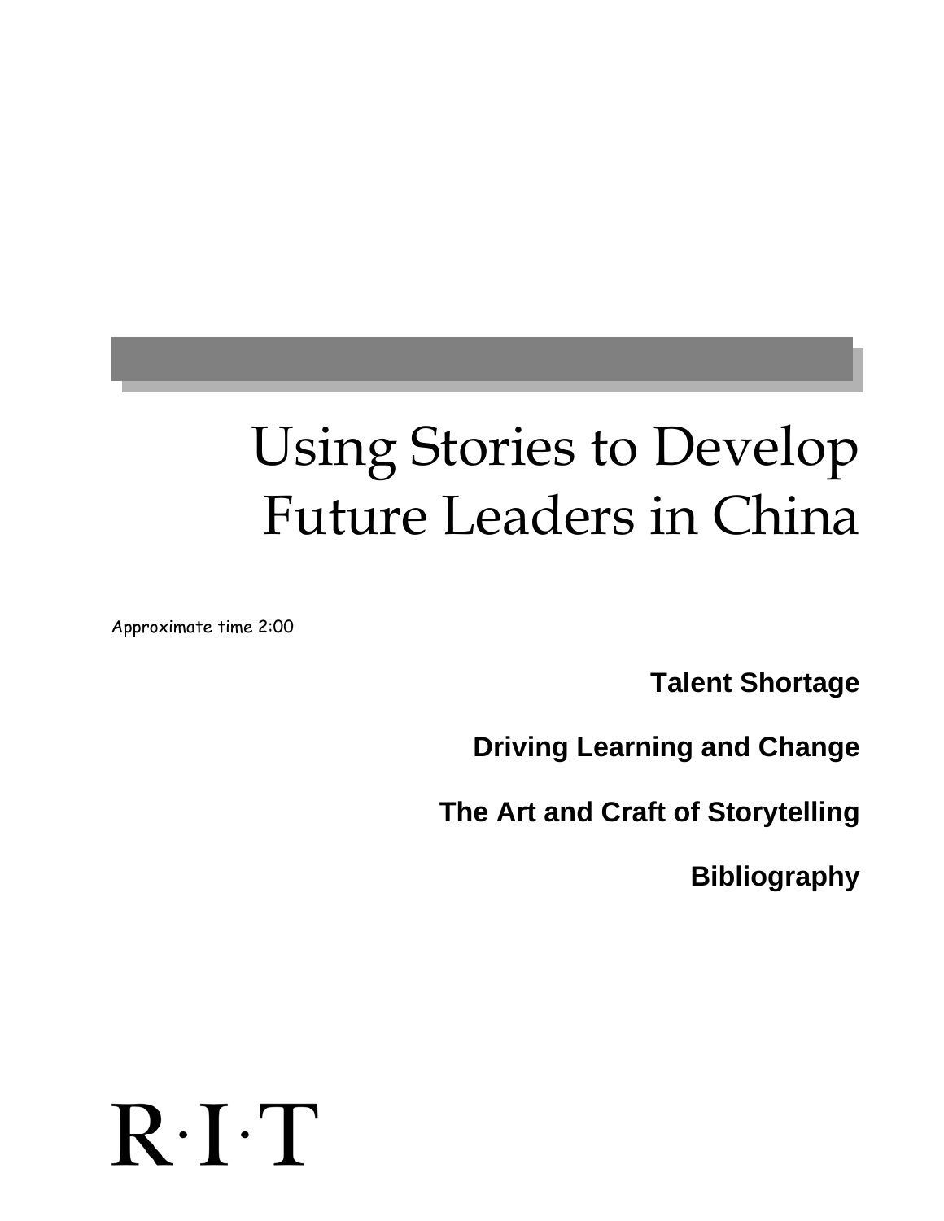# Using Stories to Develop Future Leaders in China

Approximate time 2:00

**Talent Shortage**

**Driving Learning and Change**

**The Art and Craft of Storytelling**

**Bibliography**

R·I·T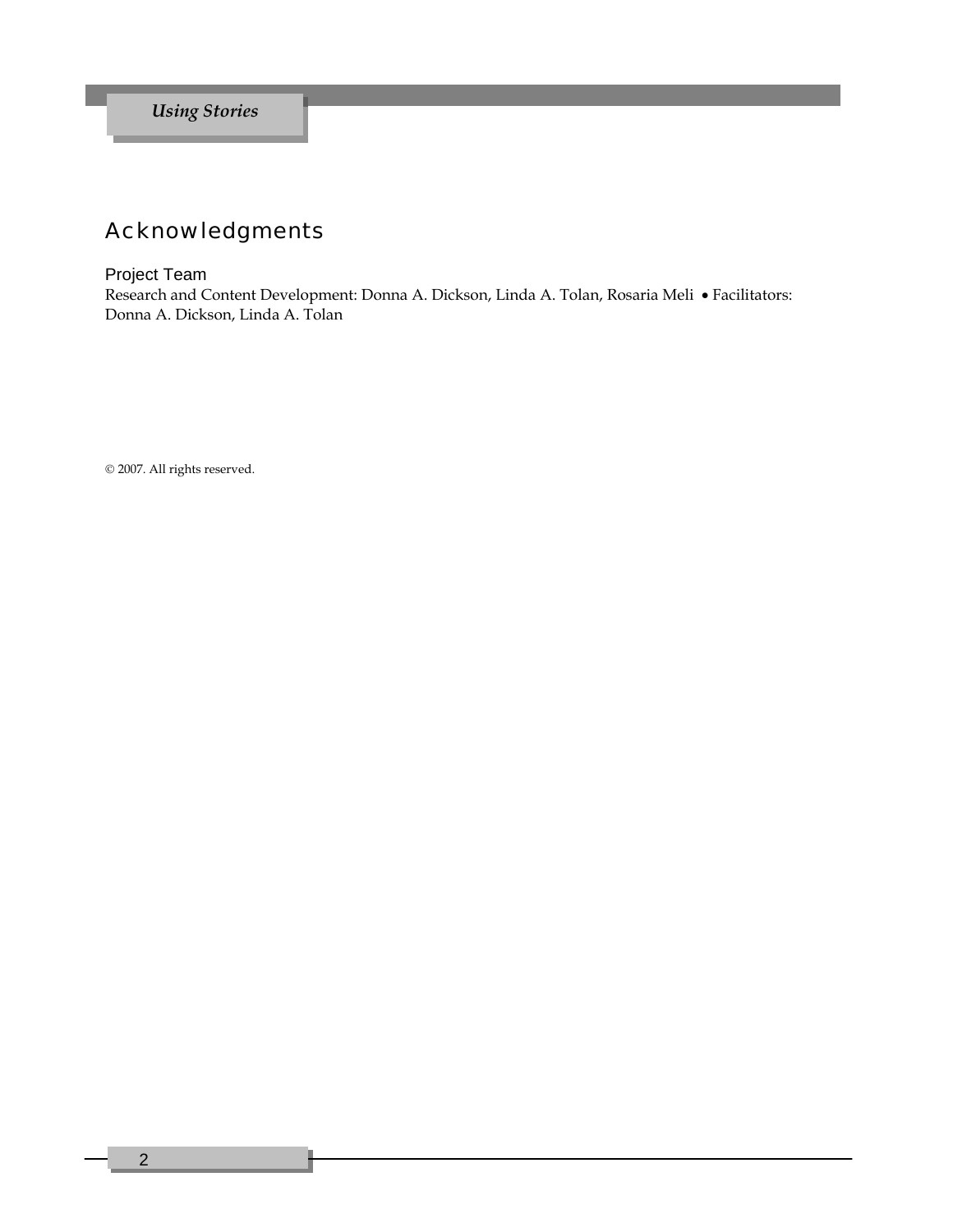# Acknowledgments

## Project Team

Research and Content Development: Donna A. Dickson, Linda A. Tolan, Rosaria Meli • Facilitators: Donna A. Dickson, Linda A. Tolan

© 2007. All rights reserved.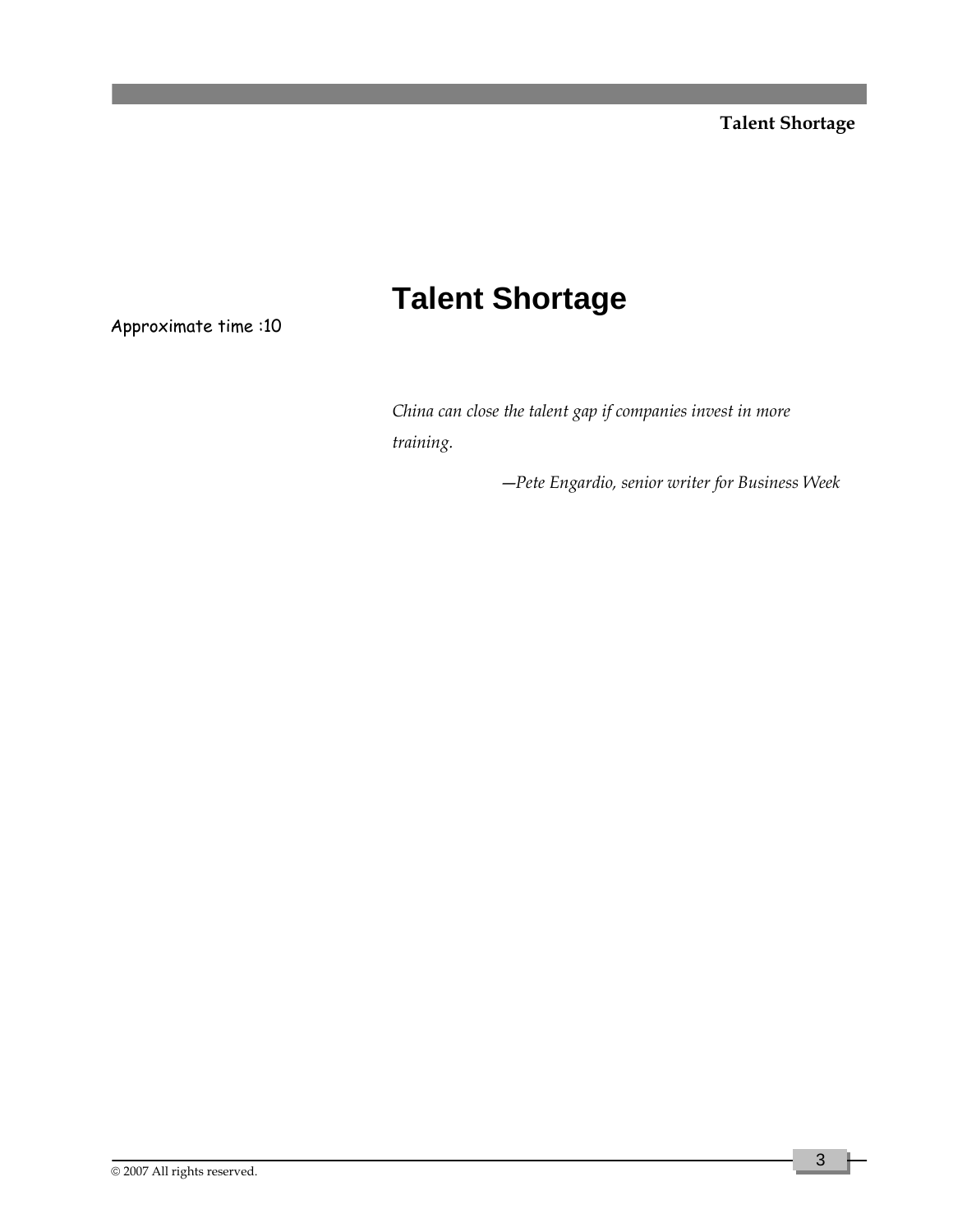# Talent Shortage

Approximate time :10

*China can close the talent gap if companies invest in more training.*

—*Pete Engardio, senior writer for Business Week*

© 2007 All rights reserved.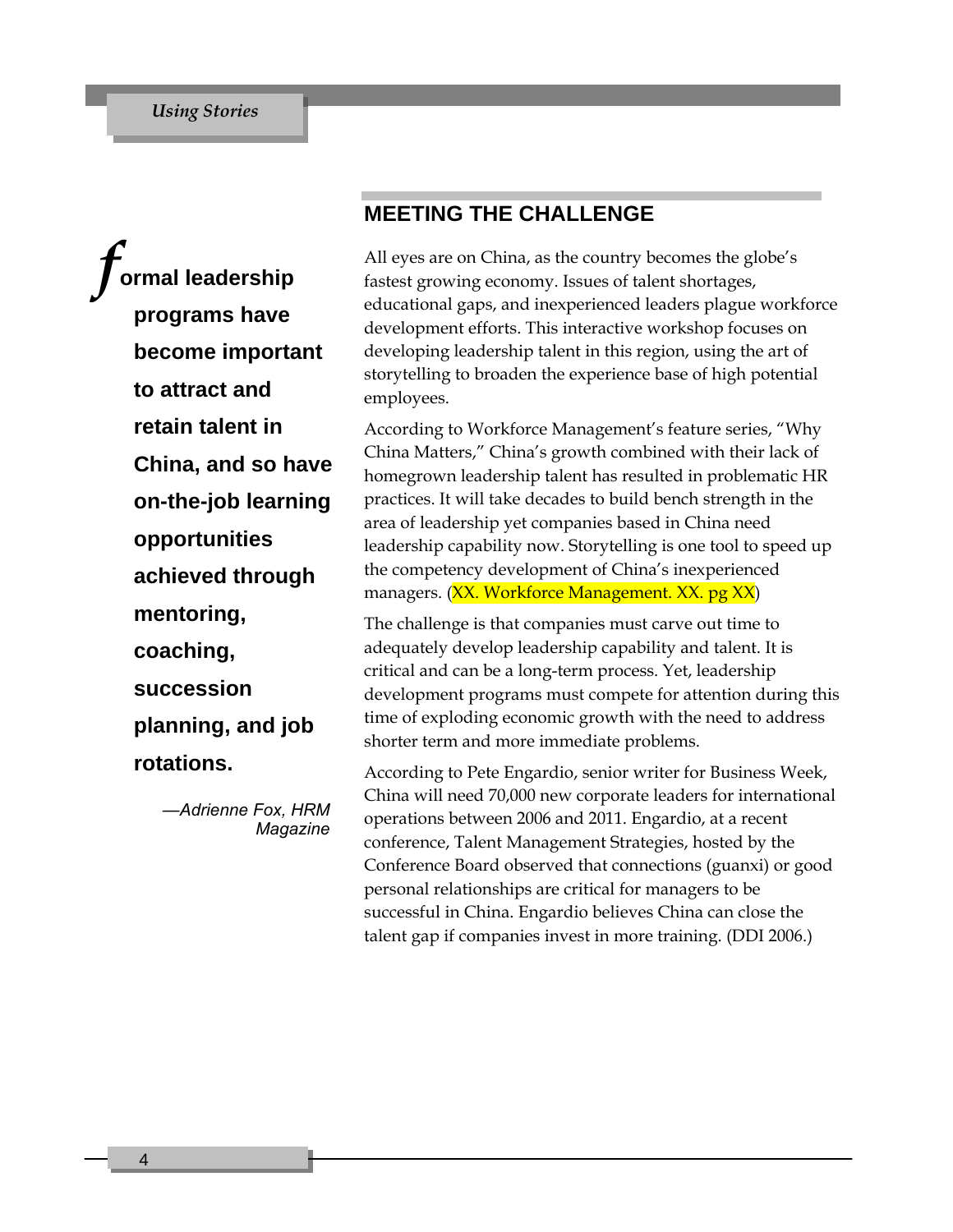## MEETING THE CHALLENGE

> **formal leadership programs have become important to attract and retain talent in China, and so have on-the-job learning opportunities achieved through mentoring, coaching, succession planning, and job rotations.**
>
> *—Adrienne Fox, HRM Magazine*

All eyes are on China, as the country becomes the globe's fastest growing economy. Issues of talent shortages, educational gaps, and inexperienced leaders plague workforce development efforts. This interactive workshop focuses on developing leadership talent in this region, using the art of storytelling to broaden the experience base of high potential employees.

According to Workforce Management's feature series, "Why China Matters," China's growth combined with their lack of homegrown leadership talent has resulted in problematic HR practices. It will take decades to build bench strength in the area of leadership yet companies based in China need leadership capability now. Storytelling is one tool to speed up the competency development of China's inexperienced managers. (XX. Workforce Management. XX. pg XX)

The challenge is that companies must carve out time to adequately develop leadership capability and talent. It is critical and can be a long-term process. Yet, leadership development programs must compete for attention during this time of exploding economic growth with the need to address shorter term and more immediate problems.

According to Pete Engardio, senior writer for Business Week, China will need 70,000 new corporate leaders for international operations between 2006 and 2011. Engardio, at a recent conference, Talent Management Strategies, hosted by the Conference Board observed that connections (guanxi) or good personal relationships are critical for managers to be successful in China. Engardio believes China can close the talent gap if companies invest in more training. (DDI 2006.)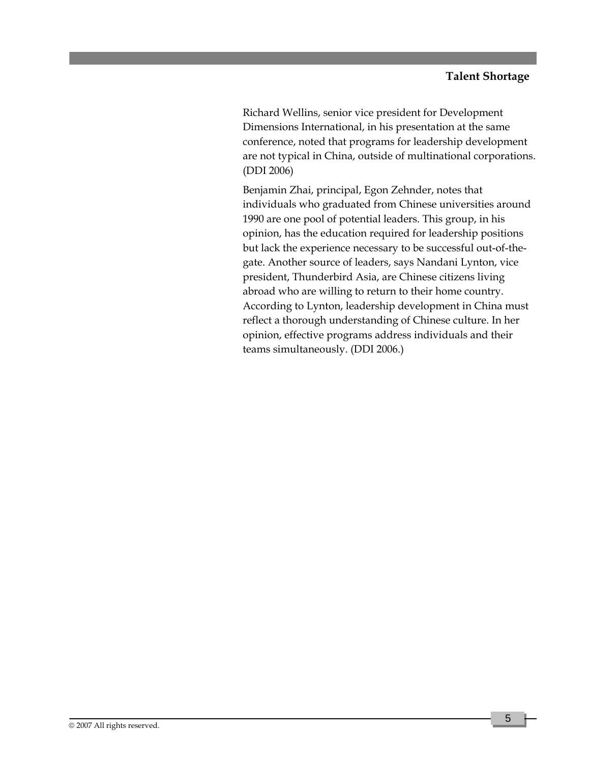Richard Wellins, senior vice president for Development Dimensions International, in his presentation at the same conference, noted that programs for leadership development are not typical in China, outside of multinational corporations. (DDI 2006)

Benjamin Zhai, principal, Egon Zehnder, notes that individuals who graduated from Chinese universities around 1990 are one pool of potential leaders. This group, in his opinion, has the education required for leadership positions but lack the experience necessary to be successful out-of-the-gate. Another source of leaders, says Nandani Lynton, vice president, Thunderbird Asia, are Chinese citizens living abroad who are willing to return to their home country. According to Lynton, leadership development in China must reflect a thorough understanding of Chinese culture. In her opinion, effective programs address individuals and their teams simultaneously. (DDI 2006.)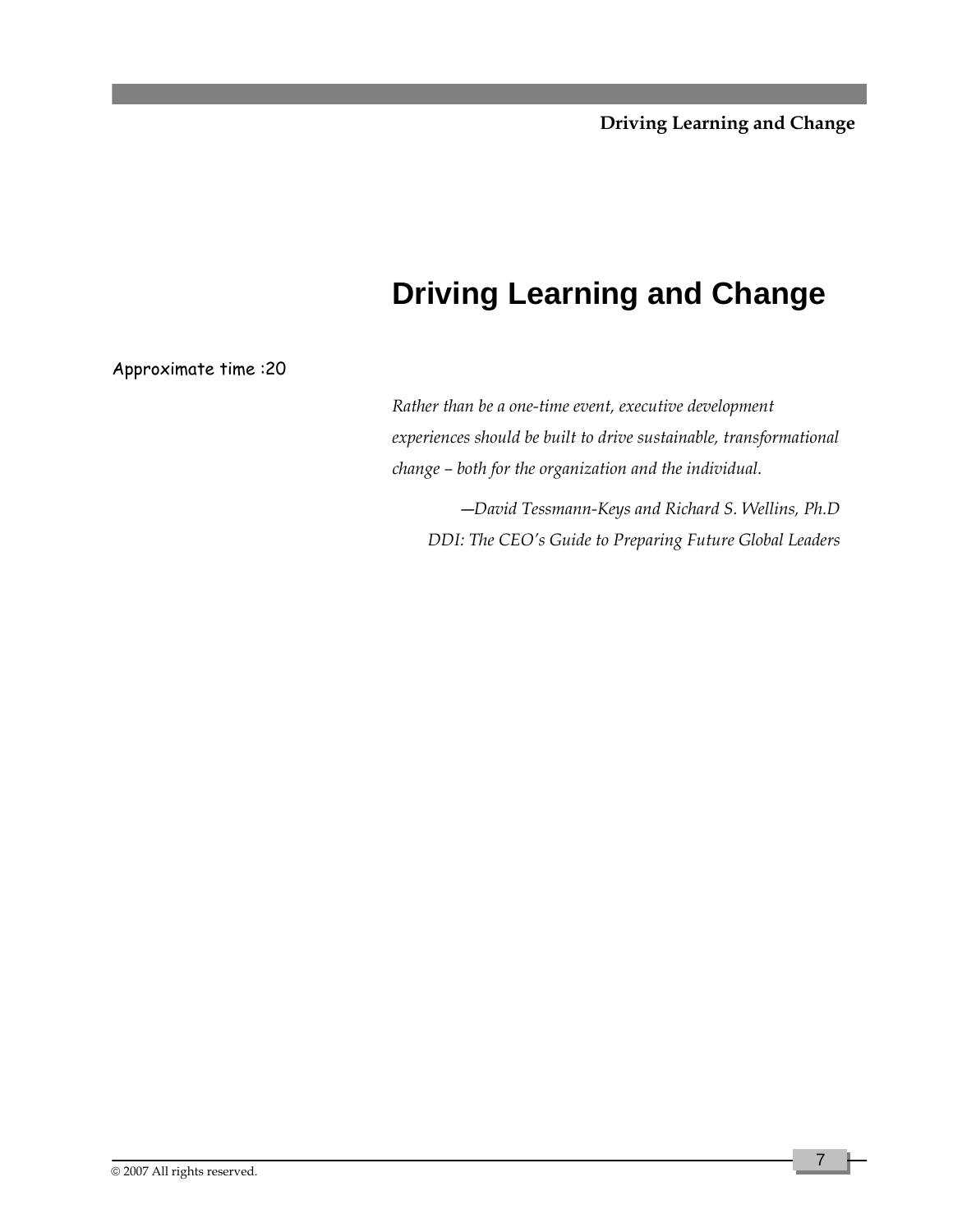# Driving Learning and Change

Approximate time :20

*Rather than be a one-time event, executive development experiences should be built to drive sustainable, transformational change – both for the organization and the individual.*

*—David Tessmann-Keys and Richard S. Wellins, Ph.D*
*DDI: The CEO's Guide to Preparing Future Global Leaders*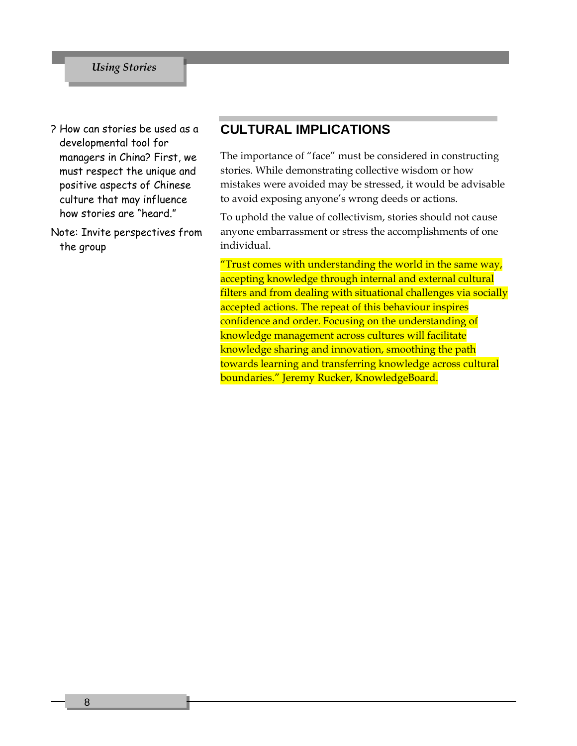? How can stories be used as a developmental tool for managers in China? First, we must respect the unique and positive aspects of Chinese culture that may influence how stories are "heard."

Note: Invite perspectives from the group

## CULTURAL IMPLICATIONS

The importance of "face" must be considered in constructing stories. While demonstrating collective wisdom or how mistakes were avoided may be stressed, it would be advisable to avoid exposing anyone's wrong deeds or actions.

To uphold the value of collectivism, stories should not cause anyone embarrassment or stress the accomplishments of one individual.

"Trust comes with understanding the world in the same way, accepting knowledge through internal and external cultural filters and from dealing with situational challenges via socially accepted actions. The repeat of this behaviour inspires confidence and order. Focusing on the understanding of knowledge management across cultures will facilitate knowledge sharing and innovation, smoothing the path towards learning and transferring knowledge across cultural boundaries." Jeremy Rucker, KnowledgeBoard.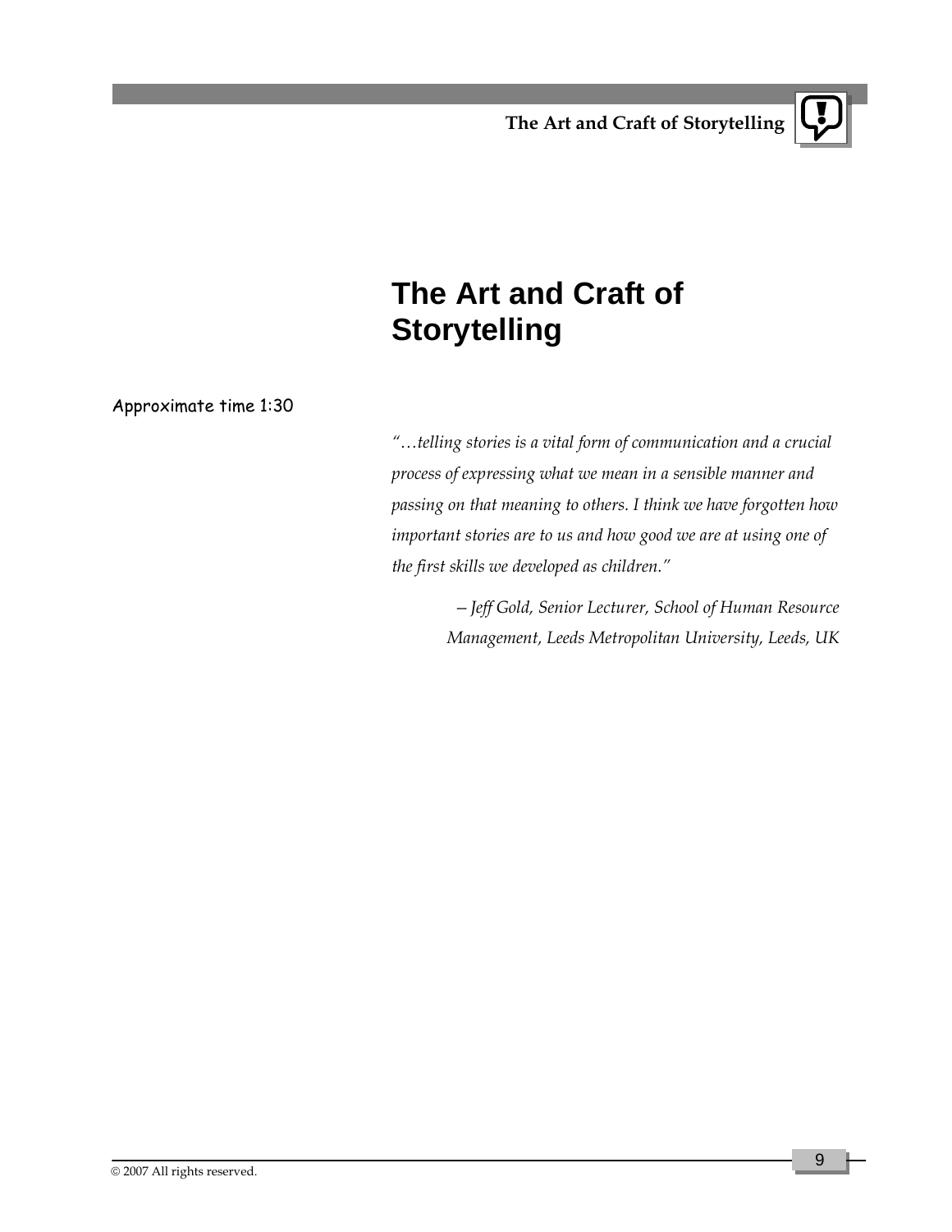# The Art and Craft of Storytelling

Approximate time 1:30

*"…telling stories is a vital form of communication and a crucial process of expressing what we mean in a sensible manner and passing on that meaning to others. I think we have forgotten how important stories are to us and how good we are at using one of the first skills we developed as children."*

*– Jeff Gold, Senior Lecturer, School of Human Resource Management, Leeds Metropolitan University, Leeds, UK*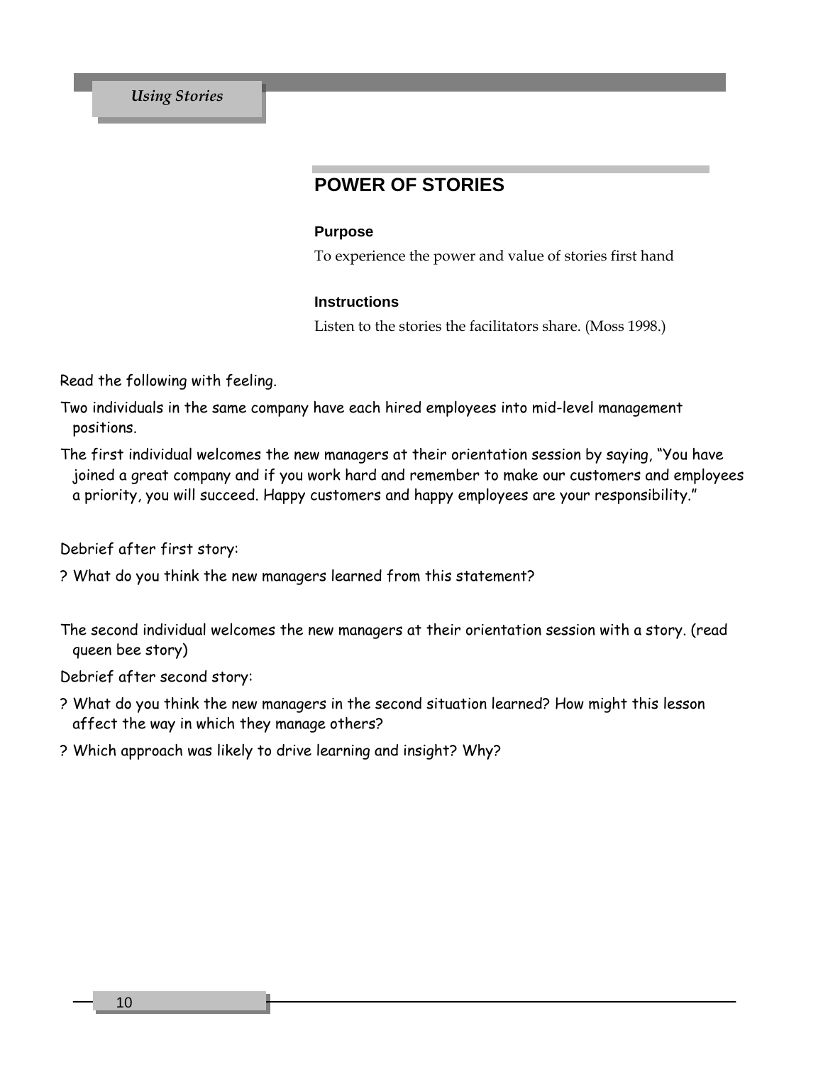## POWER OF STORIES

### Purpose

To experience the power and value of stories first hand

### Instructions

Listen to the stories the facilitators share. (Moss 1998.)

Read the following with feeling.

Two individuals in the same company have each hired employees into mid-level management positions.

The first individual welcomes the new managers at their orientation session by saying, "You have joined a great company and if you work hard and remember to make our customers and employees a priority, you will succeed. Happy customers and happy employees are your responsibility."

Debrief after first story:

? What do you think the new managers learned from this statement?

The second individual welcomes the new managers at their orientation session with a story. (read queen bee story)

Debrief after second story:

? What do you think the new managers in the second situation learned? How might this lesson affect the way in which they manage others?

? Which approach was likely to drive learning and insight? Why?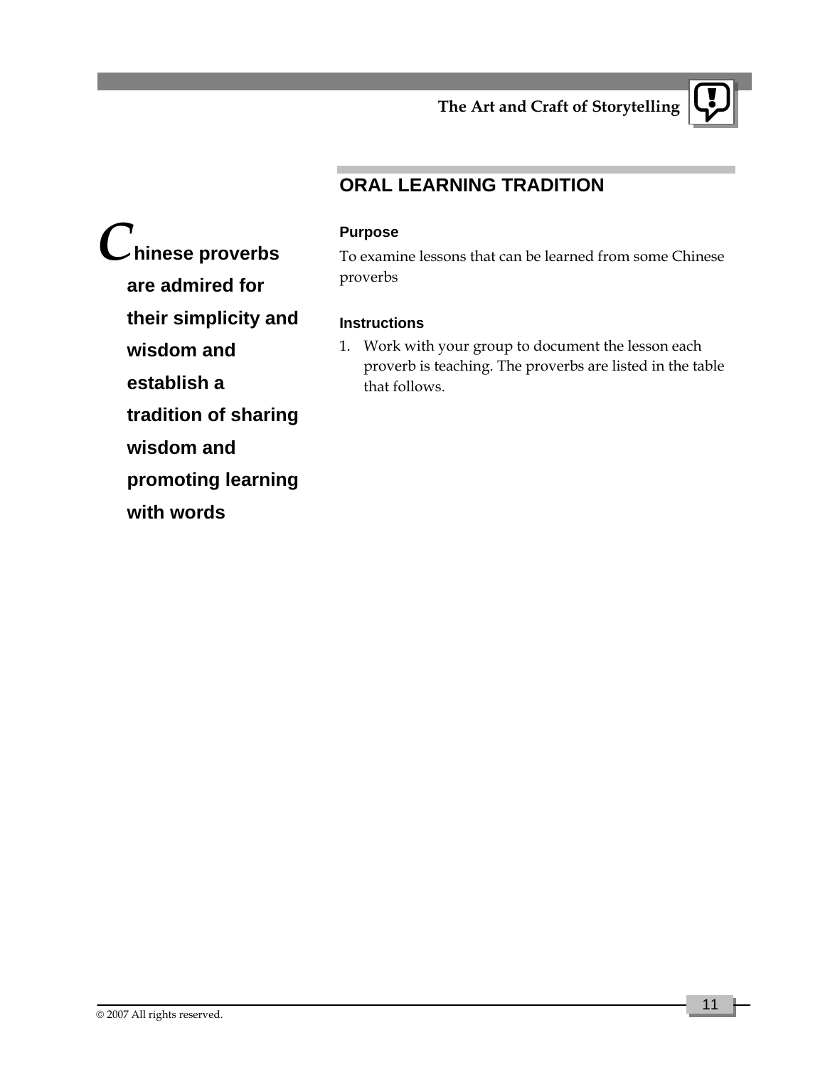## ORAL LEARNING TRADITION

**Chinese proverbs are admired for their simplicity and wisdom and establish a tradition of sharing wisdom and promoting learning with words**

#### Purpose

To examine lessons that can be learned from some Chinese proverbs

#### Instructions

1. Work with your group to document the lesson each proverb is teaching. The proverbs are listed in the table that follows.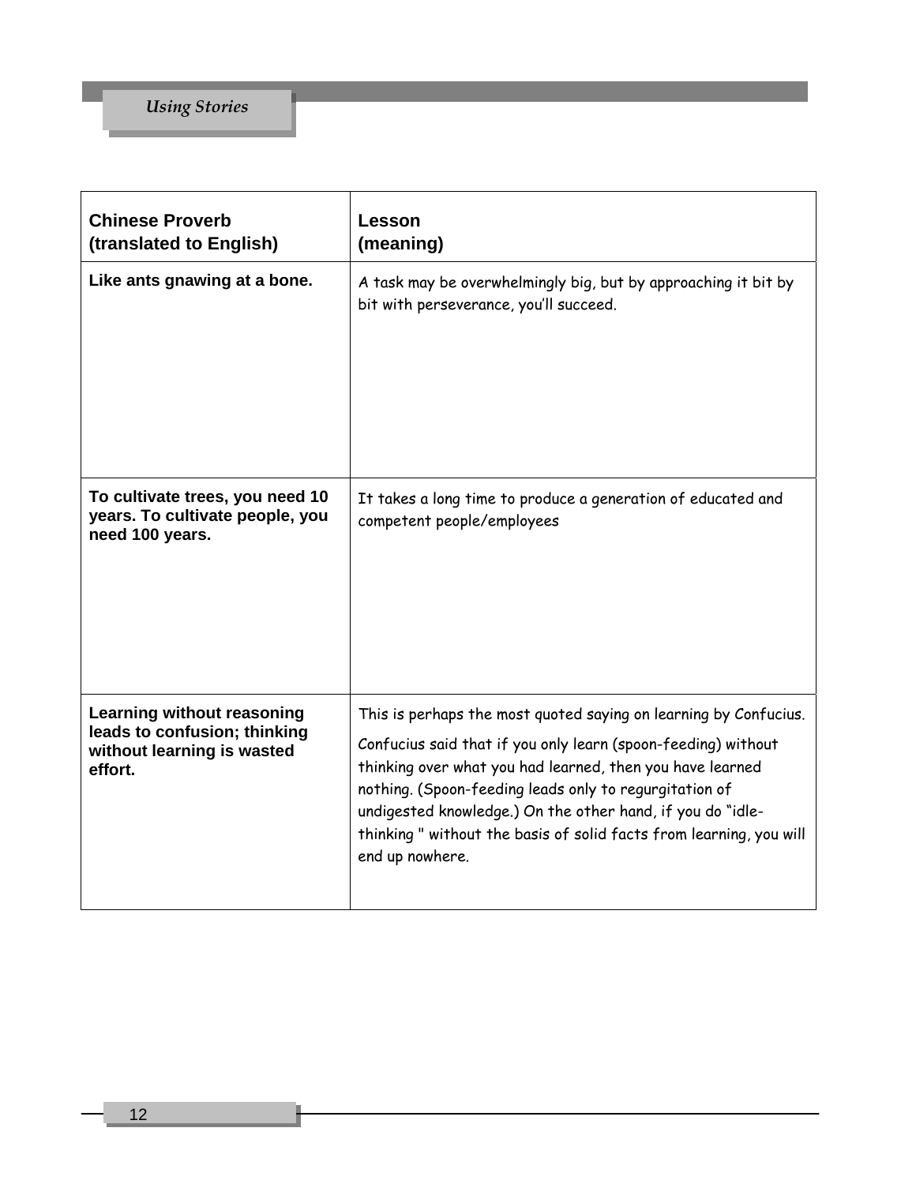| Chinese Proverb (translated to English) | Lesson (meaning) |
|---|---|
| **Like ants gnawing at a bone.** | A task may be overwhelmingly big, but by approaching it bit by bit with perseverance, you'll succeed. |
| **To cultivate trees, you need 10 years. To cultivate people, you need 100 years.** | It takes a long time to produce a generation of educated and competent people/employees |
| **Learning without reasoning leads to confusion; thinking without learning is wasted effort.** | This is perhaps the most quoted saying on learning by Confucius. Confucius said that if you only learn (spoon-feeding) without thinking over what you had learned, then you have learned nothing. (Spoon-feeding leads only to regurgitation of undigested knowledge.) On the other hand, if you do "idle-thinking " without the basis of solid facts from learning, you will end up nowhere. |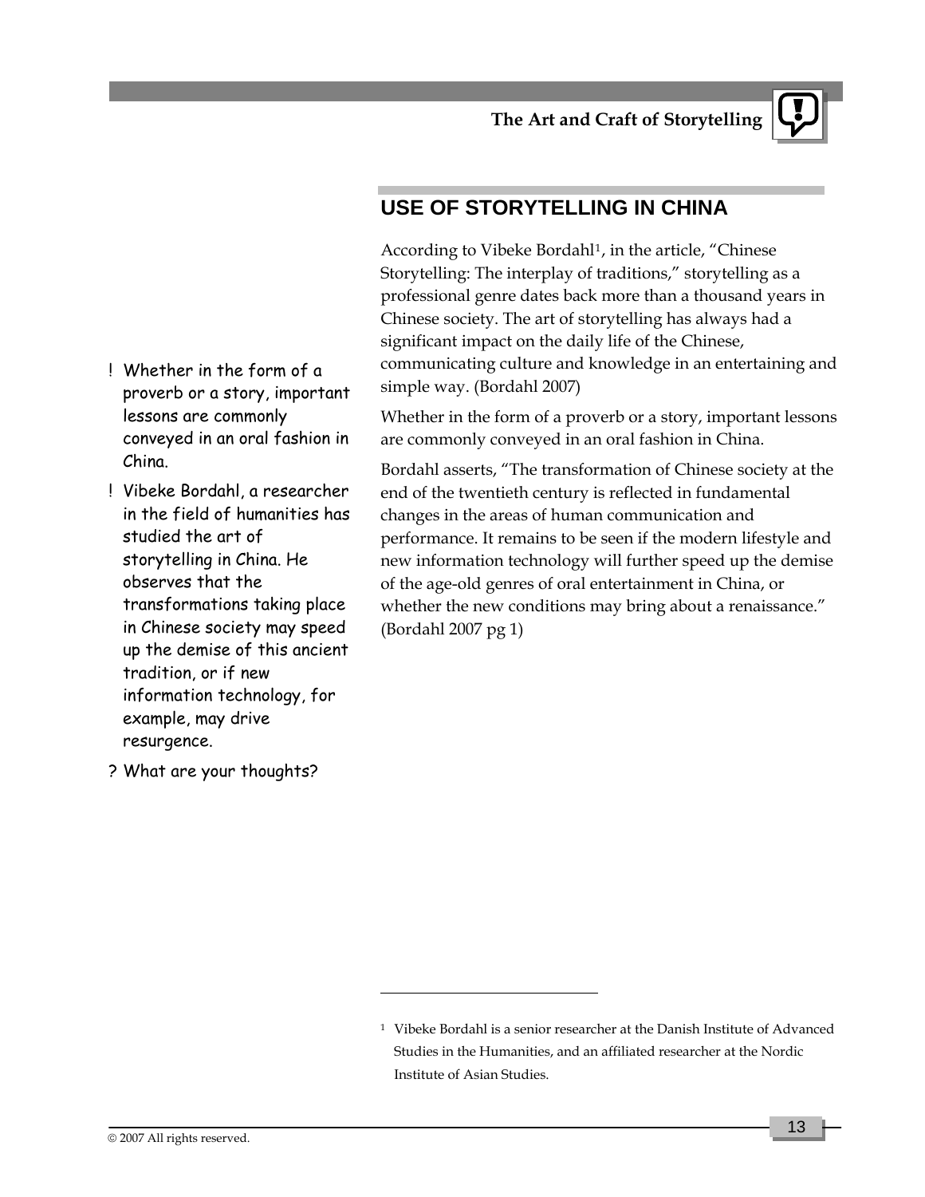## USE OF STORYTELLING IN CHINA

According to Vibeke Bordahl[1], in the article, "Chinese Storytelling: The interplay of traditions," storytelling as a professional genre dates back more than a thousand years in Chinese society. The art of storytelling has always had a significant impact on the daily life of the Chinese, communicating culture and knowledge in an entertaining and simple way. (Bordahl 2007)

Whether in the form of a proverb or a story, important lessons are commonly conveyed in an oral fashion in China.

Bordahl asserts, "The transformation of Chinese society at the end of the twentieth century is reflected in fundamental changes in the areas of human communication and performance. It remains to be seen if the modern lifestyle and new information technology will further speed up the demise of the age-old genres of oral entertainment in China, or whether the new conditions may bring about a renaissance." (Bordahl 2007 pg 1)

! Whether in the form of a proverb or a story, important lessons are commonly conveyed in an oral fashion in China.

! Vibeke Bordahl, a researcher in the field of humanities has studied the art of storytelling in China. He observes that the transformations taking place in Chinese society may speed up the demise of this ancient tradition, or if new information technology, for example, may drive resurgence.

? What are your thoughts?

---

[1] Vibeke Bordahl is a senior researcher at the Danish Institute of Advanced Studies in the Humanities, and an affiliated researcher at the Nordic Institute of Asian Studies.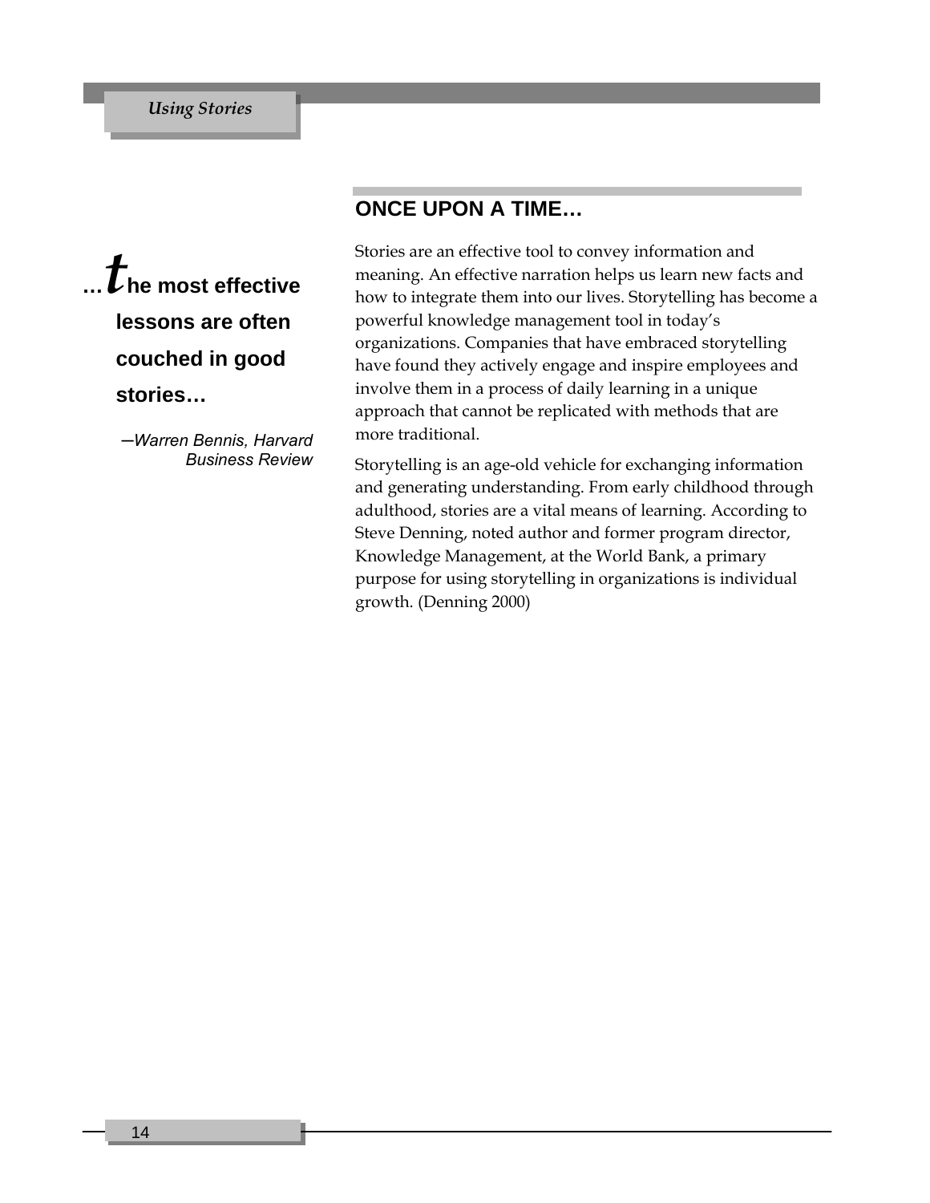## ONCE UPON A TIME…

> **…the most effective lessons are often couched in good stories…**
>
> *—Warren Bennis, Harvard Business Review*

Stories are an effective tool to convey information and meaning. An effective narration helps us learn new facts and how to integrate them into our lives. Storytelling has become a powerful knowledge management tool in today's organizations. Companies that have embraced storytelling have found they actively engage and inspire employees and involve them in a process of daily learning in a unique approach that cannot be replicated with methods that are more traditional.

Storytelling is an age-old vehicle for exchanging information and generating understanding. From early childhood through adulthood, stories are a vital means of learning. According to Steve Denning, noted author and former program director, Knowledge Management, at the World Bank, a primary purpose for using storytelling in organizations is individual growth. (Denning 2000)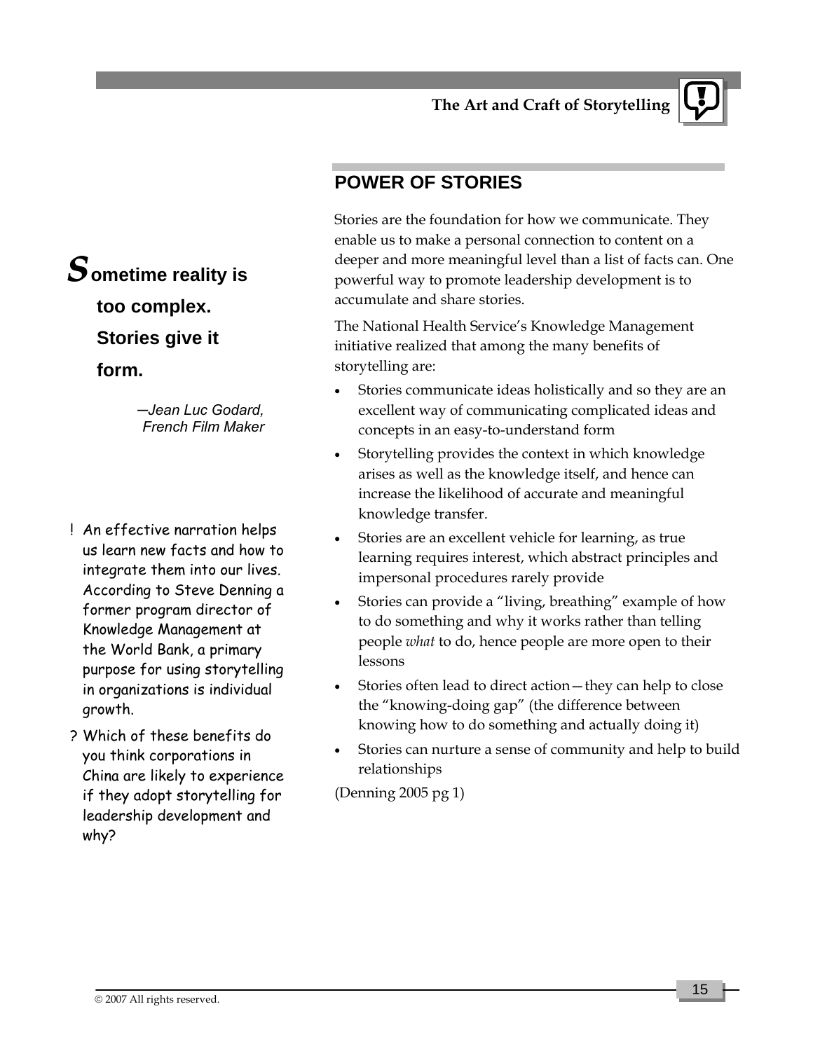## POWER OF STORIES

**Sometime reality is too complex. Stories give it form.**

*—Jean Luc Godard, French Film Maker*

Stories are the foundation for how we communicate. They enable us to make a personal connection to content on a deeper and more meaningful level than a list of facts can. One powerful way to promote leadership development is to accumulate and share stories.

The National Health Service's Knowledge Management initiative realized that among the many benefits of storytelling are:

- Stories communicate ideas holistically and so they are an excellent way of communicating complicated ideas and concepts in an easy-to-understand form
- Storytelling provides the context in which knowledge arises as well as the knowledge itself, and hence can increase the likelihood of accurate and meaningful knowledge transfer.
- Stories are an excellent vehicle for learning, as true learning requires interest, which abstract principles and impersonal procedures rarely provide
- Stories can provide a "living, breathing" example of how to do something and why it works rather than telling people *what* to do, hence people are more open to their lessons
- Stories often lead to direct action—they can help to close the "knowing-doing gap" (the difference between knowing how to do something and actually doing it)
- Stories can nurture a sense of community and help to build relationships

(Denning 2005 pg 1)

! An effective narration helps us learn new facts and how to integrate them into our lives. According to Steve Denning a former program director of Knowledge Management at the World Bank, a primary purpose for using storytelling in organizations is individual growth.

? Which of these benefits do you think corporations in China are likely to experience if they adopt storytelling for leadership development and why?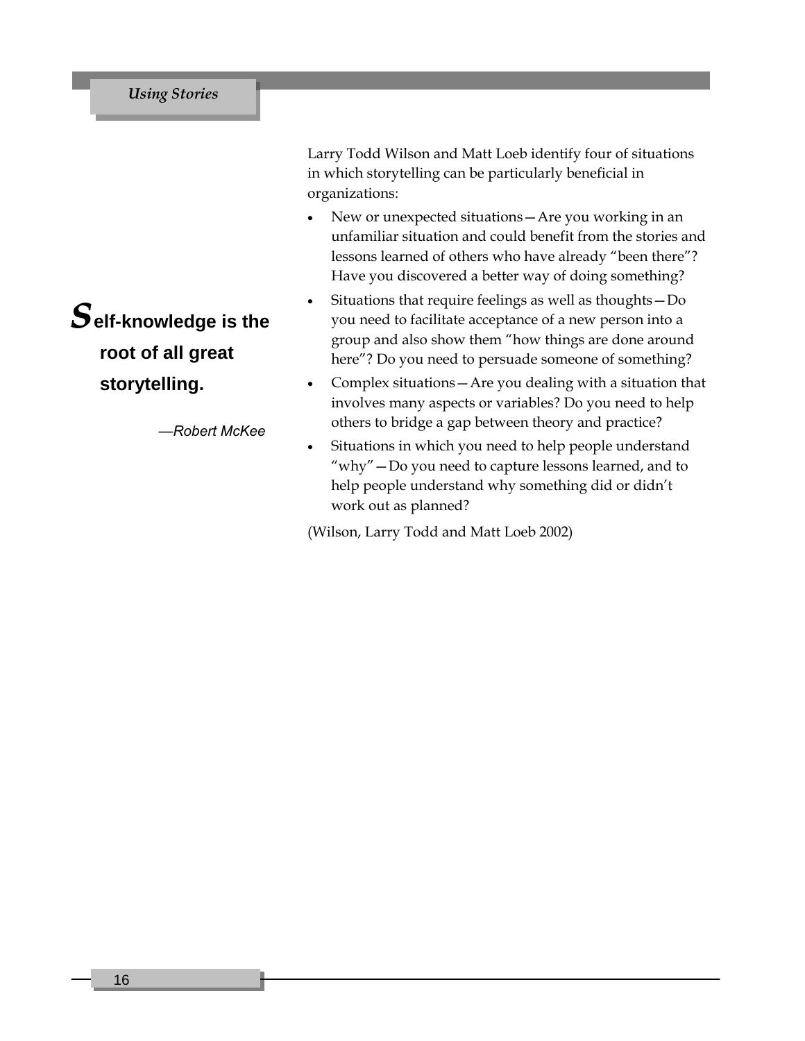**Self-knowledge is the root of all great storytelling.**

*—Robert McKee*

Larry Todd Wilson and Matt Loeb identify four of situations in which storytelling can be particularly beneficial in organizations:

- New or unexpected situations—Are you working in an unfamiliar situation and could benefit from the stories and lessons learned of others who have already "been there"? Have you discovered a better way of doing something?
- Situations that require feelings as well as thoughts—Do you need to facilitate acceptance of a new person into a group and also show them "how things are done around here"? Do you need to persuade someone of something?
- Complex situations—Are you dealing with a situation that involves many aspects or variables? Do you need to help others to bridge a gap between theory and practice?
- Situations in which you need to help people understand "why"—Do you need to capture lessons learned, and to help people understand why something did or didn't work out as planned?

(Wilson, Larry Todd and Matt Loeb 2002)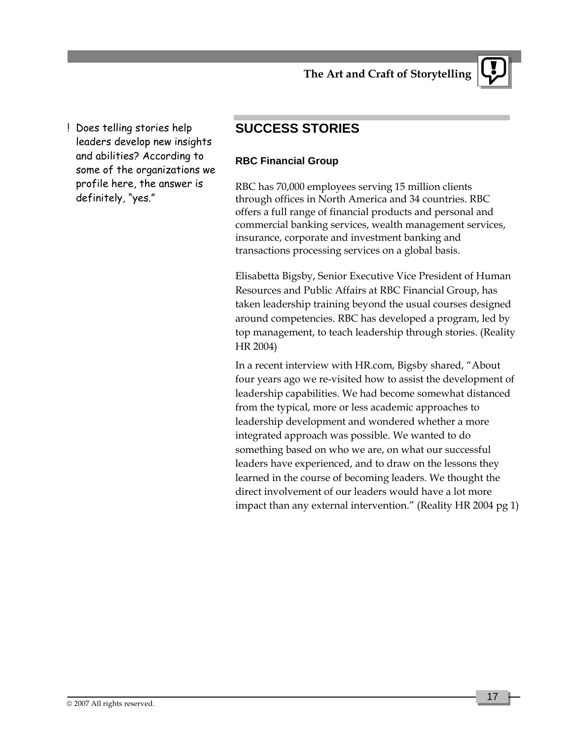! Does telling stories help leaders develop new insights and abilities? According to some of the organizations we profile here, the answer is definitely, "yes."

## SUCCESS STORIES

### RBC Financial Group

RBC has 70,000 employees serving 15 million clients through offices in North America and 34 countries. RBC offers a full range of financial products and personal and commercial banking services, wealth management services, insurance, corporate and investment banking and transactions processing services on a global basis.

Elisabetta Bigsby, Senior Executive Vice President of Human Resources and Public Affairs at RBC Financial Group, has taken leadership training beyond the usual courses designed around competencies. RBC has developed a program, led by top management, to teach leadership through stories. (Reality HR 2004)

In a recent interview with HR.com, Bigsby shared, "About four years ago we re-visited how to assist the development of leadership capabilities. We had become somewhat distanced from the typical, more or less academic approaches to leadership development and wondered whether a more integrated approach was possible. We wanted to do something based on who we are, on what our successful leaders have experienced, and to draw on the lessons they learned in the course of becoming leaders. We thought the direct involvement of our leaders would have a lot more impact than any external intervention." (Reality HR 2004 pg 1)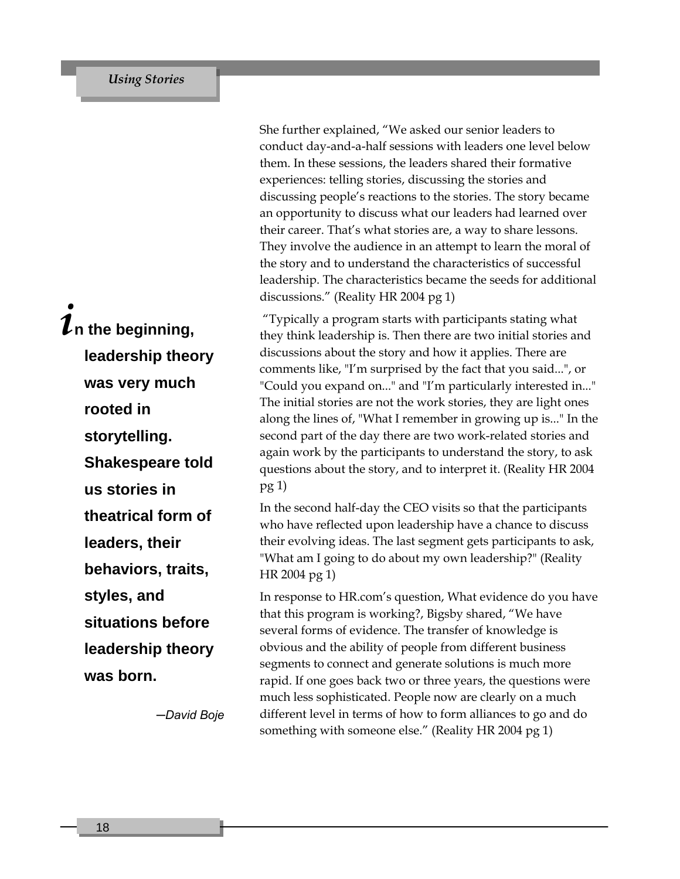She further explained, “We asked our senior leaders to conduct day-and-a-half sessions with leaders one level below them. In these sessions, the leaders shared their formative experiences: telling stories, discussing the stories and discussing people’s reactions to the stories. The story became an opportunity to discuss what our leaders had learned over their career. That’s what stories are, a way to share lessons. They involve the audience in an attempt to learn the moral of the story and to understand the characteristics of successful leadership. The characteristics became the seeds for additional discussions.” (Reality HR 2004 pg 1)

> ***In the beginning, leadership theory was very much rooted in storytelling. Shakespeare told us stories in theatrical form of leaders, their behaviors, traits, styles, and situations before leadership theory was born.***
>
> *—David Boje*

“Typically a program starts with participants stating what they think leadership is. Then there are two initial stories and discussions about the story and how it applies. There are comments like, "I’m surprised by the fact that you said...", or "Could you expand on..." and "I’m particularly interested in..." The initial stories are not the work stories, they are light ones along the lines of, "What I remember in growing up is..." In the second part of the day there are two work-related stories and again work by the participants to understand the story, to ask questions about the story, and to interpret it. (Reality HR 2004 pg 1)

In the second half-day the CEO visits so that the participants who have reflected upon leadership have a chance to discuss their evolving ideas. The last segment gets participants to ask, "What am I going to do about my own leadership?" (Reality HR 2004 pg 1)

In response to HR.com’s question, What evidence do you have that this program is working?, Bigsby shared, “We have several forms of evidence. The transfer of knowledge is obvious and the ability of people from different business segments to connect and generate solutions is much more rapid. If one goes back two or three years, the questions were much less sophisticated. People now are clearly on a much different level in terms of how to form alliances to go and do something with someone else.” (Reality HR 2004 pg 1)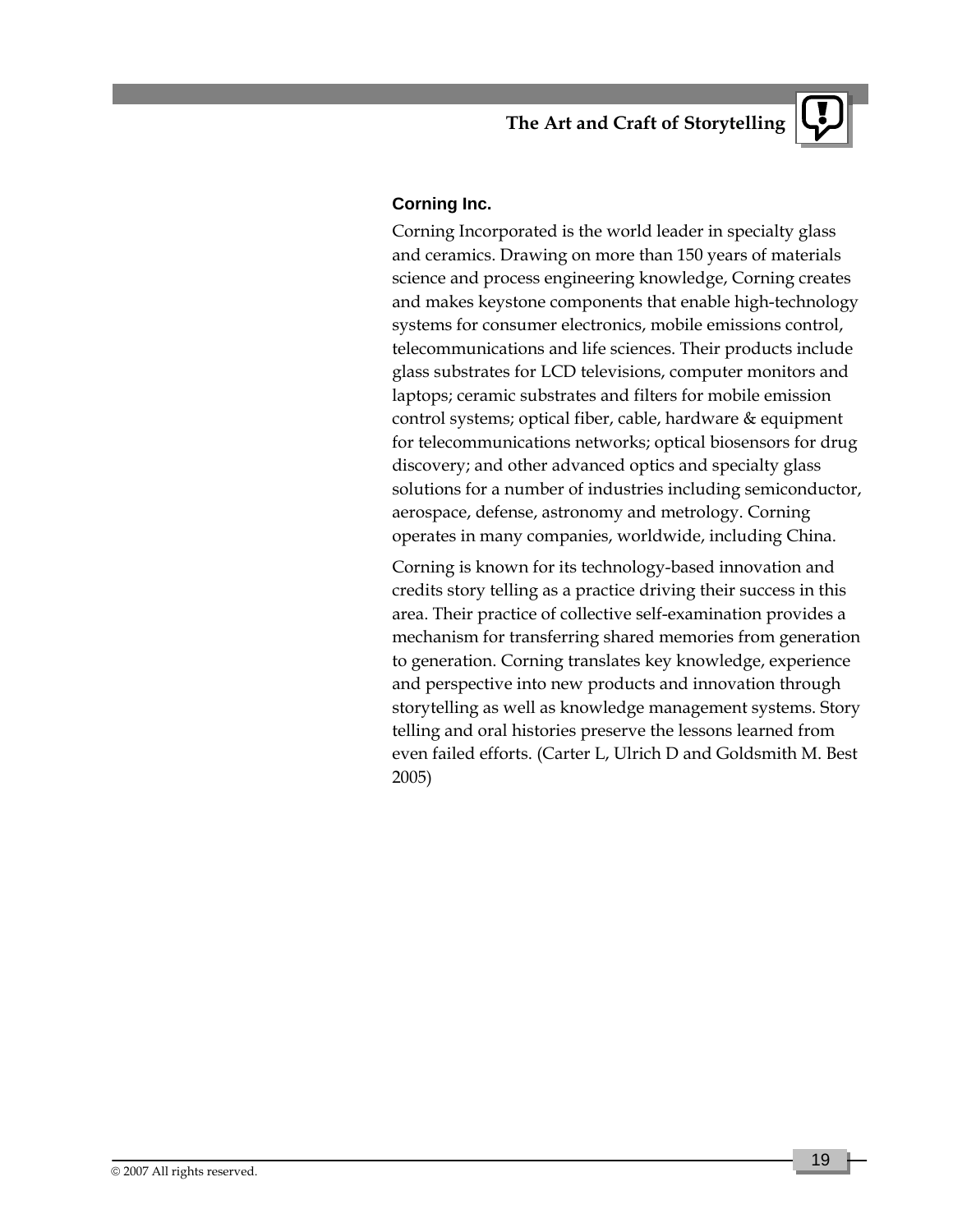### Corning Inc.

Corning Incorporated is the world leader in specialty glass and ceramics. Drawing on more than 150 years of materials science and process engineering knowledge, Corning creates and makes keystone components that enable high-technology systems for consumer electronics, mobile emissions control, telecommunications and life sciences. Their products include glass substrates for LCD televisions, computer monitors and laptops; ceramic substrates and filters for mobile emission control systems; optical fiber, cable, hardware & equipment for telecommunications networks; optical biosensors for drug discovery; and other advanced optics and specialty glass solutions for a number of industries including semiconductor, aerospace, defense, astronomy and metrology. Corning operates in many companies, worldwide, including China.

Corning is known for its technology-based innovation and credits story telling as a practice driving their success in this area. Their practice of collective self-examination provides a mechanism for transferring shared memories from generation to generation. Corning translates key knowledge, experience and perspective into new products and innovation through storytelling as well as knowledge management systems. Story telling and oral histories preserve the lessons learned from even failed efforts. (Carter L, Ulrich D and Goldsmith M. Best 2005)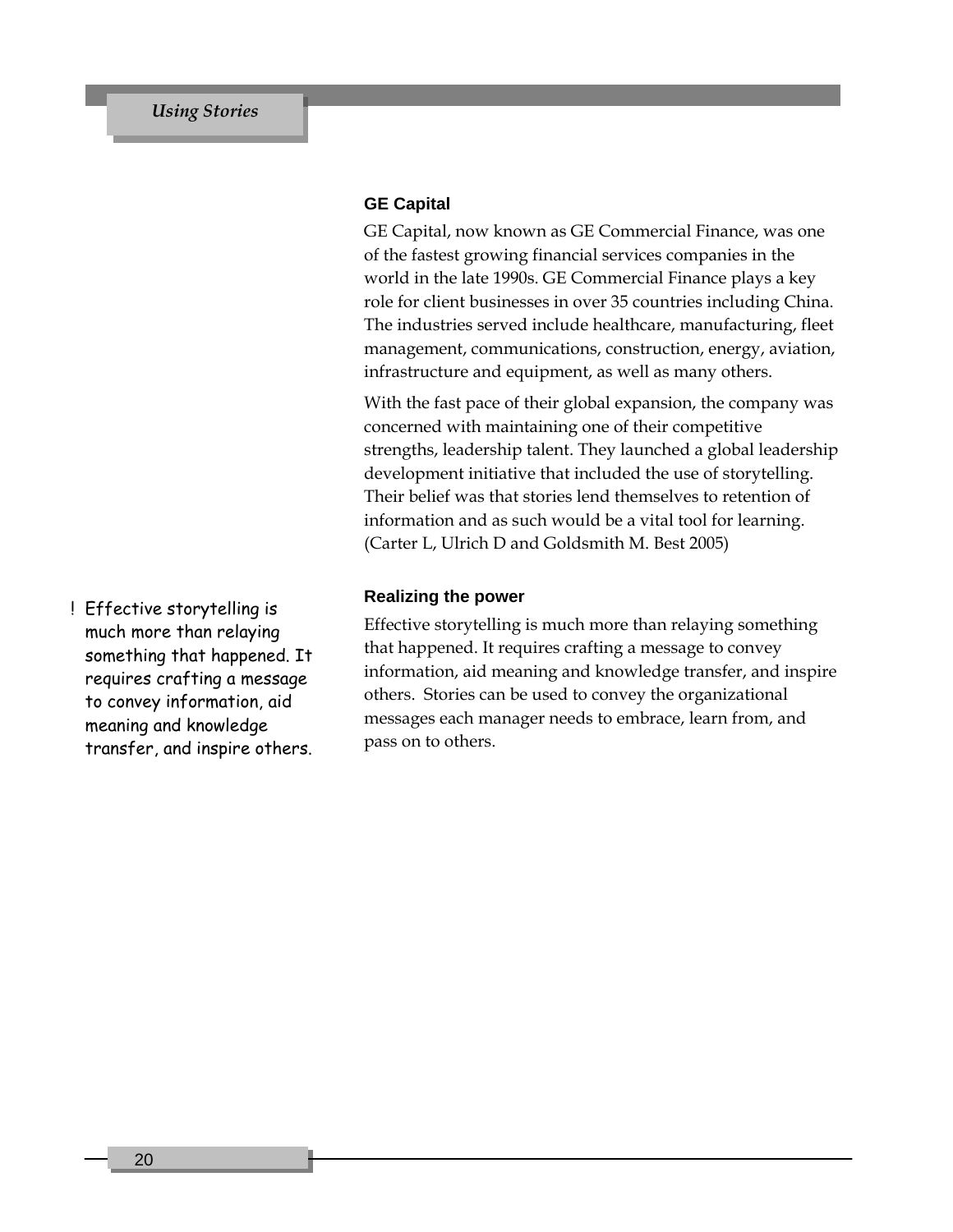### GE Capital

GE Capital, now known as GE Commercial Finance, was one of the fastest growing financial services companies in the world in the late 1990s. GE Commercial Finance plays a key role for client businesses in over 35 countries including China. The industries served include healthcare, manufacturing, fleet management, communications, construction, energy, aviation, infrastructure and equipment, as well as many others.

With the fast pace of their global expansion, the company was concerned with maintaining one of their competitive strengths, leadership talent. They launched a global leadership development initiative that included the use of storytelling. Their belief was that stories lend themselves to retention of information and as such would be a vital tool for learning. (Carter L, Ulrich D and Goldsmith M. Best 2005)

### Realizing the power

! Effective storytelling is much more than relaying something that happened. It requires crafting a message to convey information, aid meaning and knowledge transfer, and inspire others.

Effective storytelling is much more than relaying something that happened. It requires crafting a message to convey information, aid meaning and knowledge transfer, and inspire others. Stories can be used to convey the organizational messages each manager needs to embrace, learn from, and pass on to others.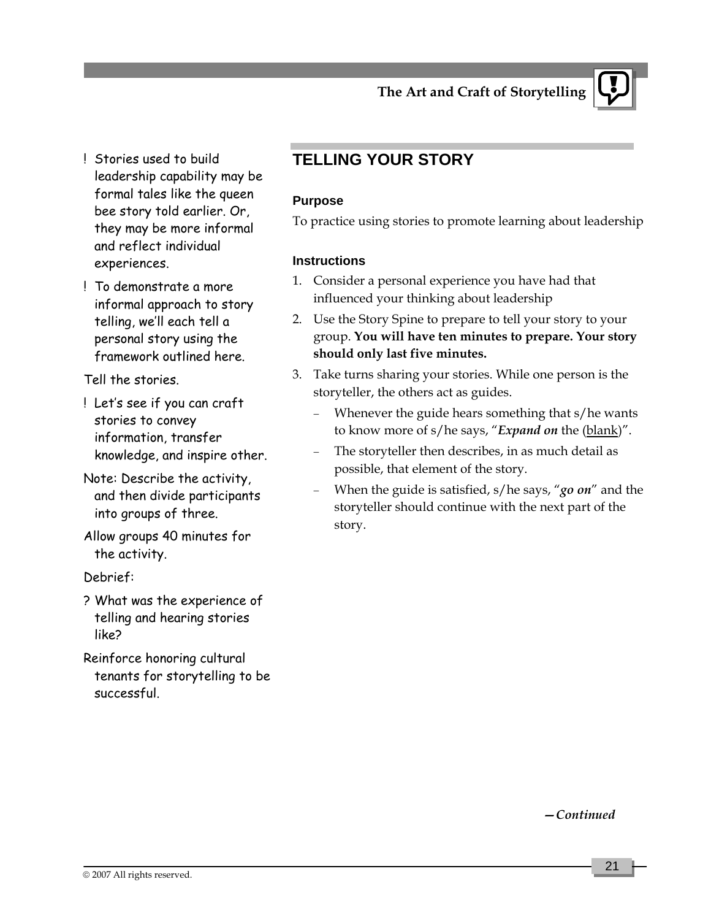! Stories used to build leadership capability may be formal tales like the queen bee story told earlier. Or, they may be more informal and reflect individual experiences.

! To demonstrate a more informal approach to story telling, we'll each tell a personal story using the framework outlined here.

Tell the stories.

! Let's see if you can craft stories to convey information, transfer knowledge, and inspire other.

Note: Describe the activity, and then divide participants into groups of three.

Allow groups 40 minutes for the activity.

Debrief:

? What was the experience of telling and hearing stories like?

Reinforce honoring cultural tenants for storytelling to be successful.

## TELLING YOUR STORY

### Purpose

To practice using stories to promote learning about leadership

### Instructions

1. Consider a personal experience you have had that influenced your thinking about leadership
2. Use the Story Spine to prepare to tell your story to your group. **You will have ten minutes to prepare. Your story should only last five minutes.**
3. Take turns sharing your stories. While one person is the storyteller, the others act as guides.
   - Whenever the guide hears something that s/he wants to know more of s/he says, "***Expand on*** the (blank)".
   - The storyteller then describes, in as much detail as possible, that element of the story.
   - When the guide is satisfied, s/he says, "***go on***" and the storyteller should continue with the next part of the story.

***—Continued***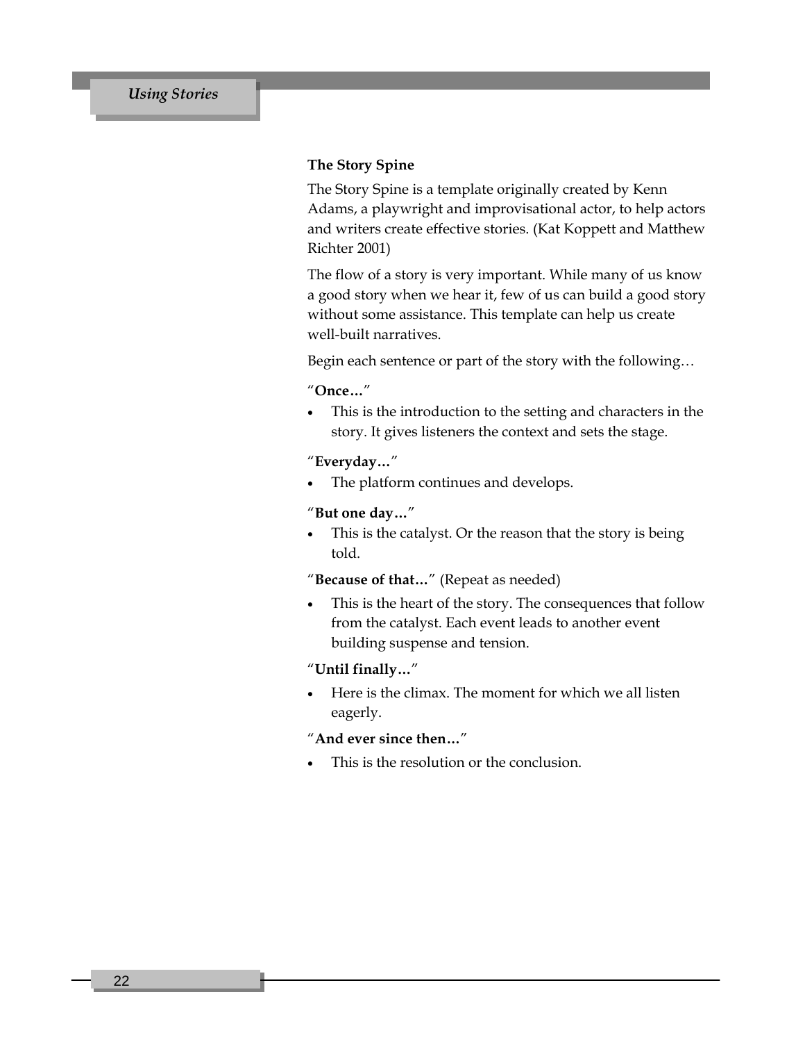### The Story Spine

The Story Spine is a template originally created by Kenn Adams, a playwright and improvisational actor, to help actors and writers create effective stories. (Kat Koppett and Matthew Richter 2001)

The flow of a story is very important. While many of us know a good story when we hear it, few of us can build a good story without some assistance. This template can help us create well-built narratives.

Begin each sentence or part of the story with the following…

"**Once…**"

- This is the introduction to the setting and characters in the story. It gives listeners the context and sets the stage.

"**Everyday…**"

- The platform continues and develops.

"**But one day…**"

- This is the catalyst. Or the reason that the story is being told.

"**Because of that…**" (Repeat as needed)

- This is the heart of the story. The consequences that follow from the catalyst. Each event leads to another event building suspense and tension.

"**Until finally…**"

- Here is the climax. The moment for which we all listen eagerly.

"**And ever since then…**"

- This is the resolution or the conclusion.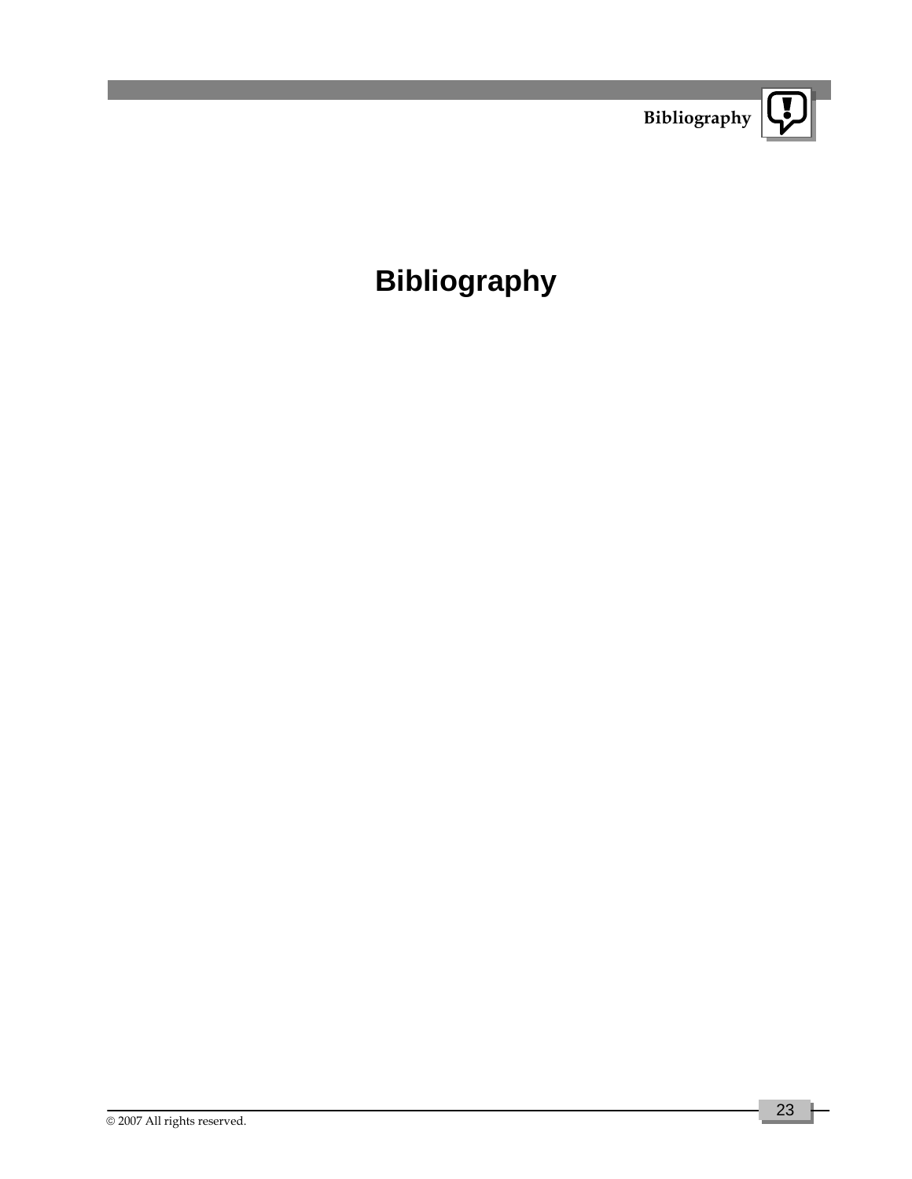# Bibliography